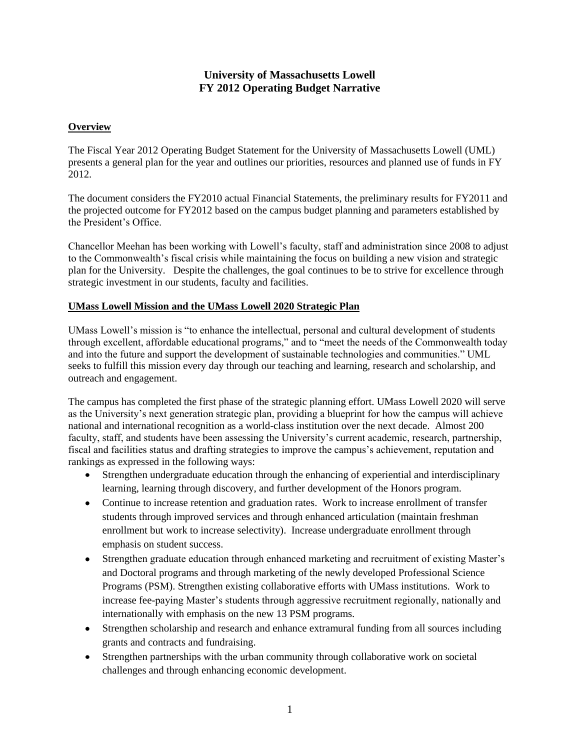# University of Massachusetts Lowell
# FY 2012 Operating Budget Narrative

## Overview

The Fiscal Year 2012 Operating Budget Statement for the University of Massachusetts Lowell (UML) presents a general plan for the year and outlines our priorities, resources and planned use of funds in FY 2012.

The document considers the FY2010 actual Financial Statements, the preliminary results for FY2011 and the projected outcome for FY2012 based on the campus budget planning and parameters established by the President's Office.

Chancellor Meehan has been working with Lowell's faculty, staff and administration since 2008 to adjust to the Commonwealth's fiscal crisis while maintaining the focus on building a new vision and strategic plan for the University. Despite the challenges, the goal continues to be to strive for excellence through strategic investment in our students, faculty and facilities.

## UMass Lowell Mission and the UMass Lowell 2020 Strategic Plan

UMass Lowell's mission is "to enhance the intellectual, personal and cultural development of students through excellent, affordable educational programs," and to "meet the needs of the Commonwealth today and into the future and support the development of sustainable technologies and communities." UML seeks to fulfill this mission every day through our teaching and learning, research and scholarship, and outreach and engagement.

The campus has completed the first phase of the strategic planning effort. UMass Lowell 2020 will serve as the University's next generation strategic plan, providing a blueprint for how the campus will achieve national and international recognition as a world-class institution over the next decade. Almost 200 faculty, staff, and students have been assessing the University's current academic, research, partnership, fiscal and facilities status and drafting strategies to improve the campus's achievement, reputation and rankings as expressed in the following ways:

- Strengthen undergraduate education through the enhancing of experiential and interdisciplinary learning, learning through discovery, and further development of the Honors program.
- Continue to increase retention and graduation rates. Work to increase enrollment of transfer students through improved services and through enhanced articulation (maintain freshman enrollment but work to increase selectivity). Increase undergraduate enrollment through emphasis on student success.
- Strengthen graduate education through enhanced marketing and recruitment of existing Master's and Doctoral programs and through marketing of the newly developed Professional Science Programs (PSM). Strengthen existing collaborative efforts with UMass institutions. Work to increase fee-paying Master's students through aggressive recruitment regionally, nationally and internationally with emphasis on the new 13 PSM programs.
- Strengthen scholarship and research and enhance extramural funding from all sources including grants and contracts and fundraising.
- Strengthen partnerships with the urban community through collaborative work on societal challenges and through enhancing economic development.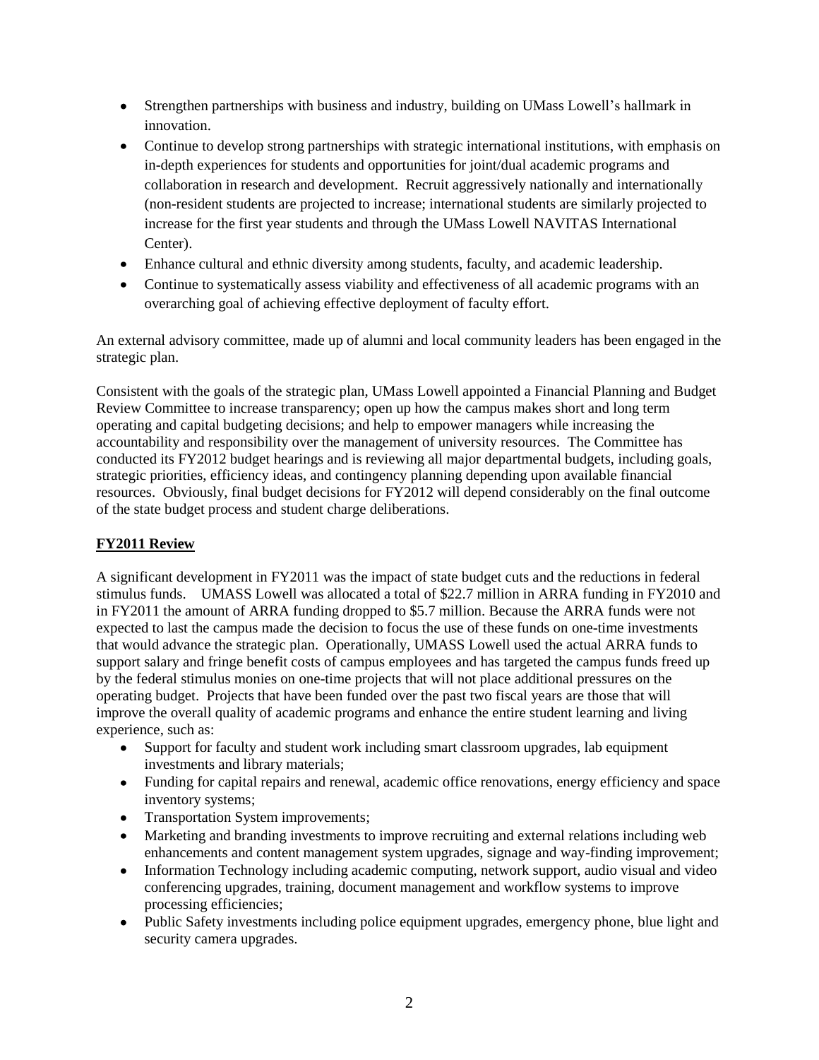- Strengthen partnerships with business and industry, building on UMass Lowell's hallmark in innovation.
- Continue to develop strong partnerships with strategic international institutions, with emphasis on in-depth experiences for students and opportunities for joint/dual academic programs and collaboration in research and development. Recruit aggressively nationally and internationally (non-resident students are projected to increase; international students are similarly projected to increase for the first year students and through the UMass Lowell NAVITAS International Center).
- Enhance cultural and ethnic diversity among students, faculty, and academic leadership.
- Continue to systematically assess viability and effectiveness of all academic programs with an overarching goal of achieving effective deployment of faculty effort.

An external advisory committee, made up of alumni and local community leaders has been engaged in the strategic plan.

Consistent with the goals of the strategic plan, UMass Lowell appointed a Financial Planning and Budget Review Committee to increase transparency; open up how the campus makes short and long term operating and capital budgeting decisions; and help to empower managers while increasing the accountability and responsibility over the management of university resources. The Committee has conducted its FY2012 budget hearings and is reviewing all major departmental budgets, including goals, strategic priorities, efficiency ideas, and contingency planning depending upon available financial resources. Obviously, final budget decisions for FY2012 will depend considerably on the final outcome of the state budget process and student charge deliberations.

## FY2011 Review

A significant development in FY2011 was the impact of state budget cuts and the reductions in federal stimulus funds. UMASS Lowell was allocated a total of $22.7 million in ARRA funding in FY2010 and in FY2011 the amount of ARRA funding dropped to $5.7 million. Because the ARRA funds were not expected to last the campus made the decision to focus the use of these funds on one-time investments that would advance the strategic plan. Operationally, UMASS Lowell used the actual ARRA funds to support salary and fringe benefit costs of campus employees and has targeted the campus funds freed up by the federal stimulus monies on one-time projects that will not place additional pressures on the operating budget. Projects that have been funded over the past two fiscal years are those that will improve the overall quality of academic programs and enhance the entire student learning and living experience, such as:

- Support for faculty and student work including smart classroom upgrades, lab equipment investments and library materials;
- Funding for capital repairs and renewal, academic office renovations, energy efficiency and space inventory systems;
- Transportation System improvements;
- Marketing and branding investments to improve recruiting and external relations including web enhancements and content management system upgrades, signage and way-finding improvement;
- Information Technology including academic computing, network support, audio visual and video conferencing upgrades, training, document management and workflow systems to improve processing efficiencies;
- Public Safety investments including police equipment upgrades, emergency phone, blue light and security camera upgrades.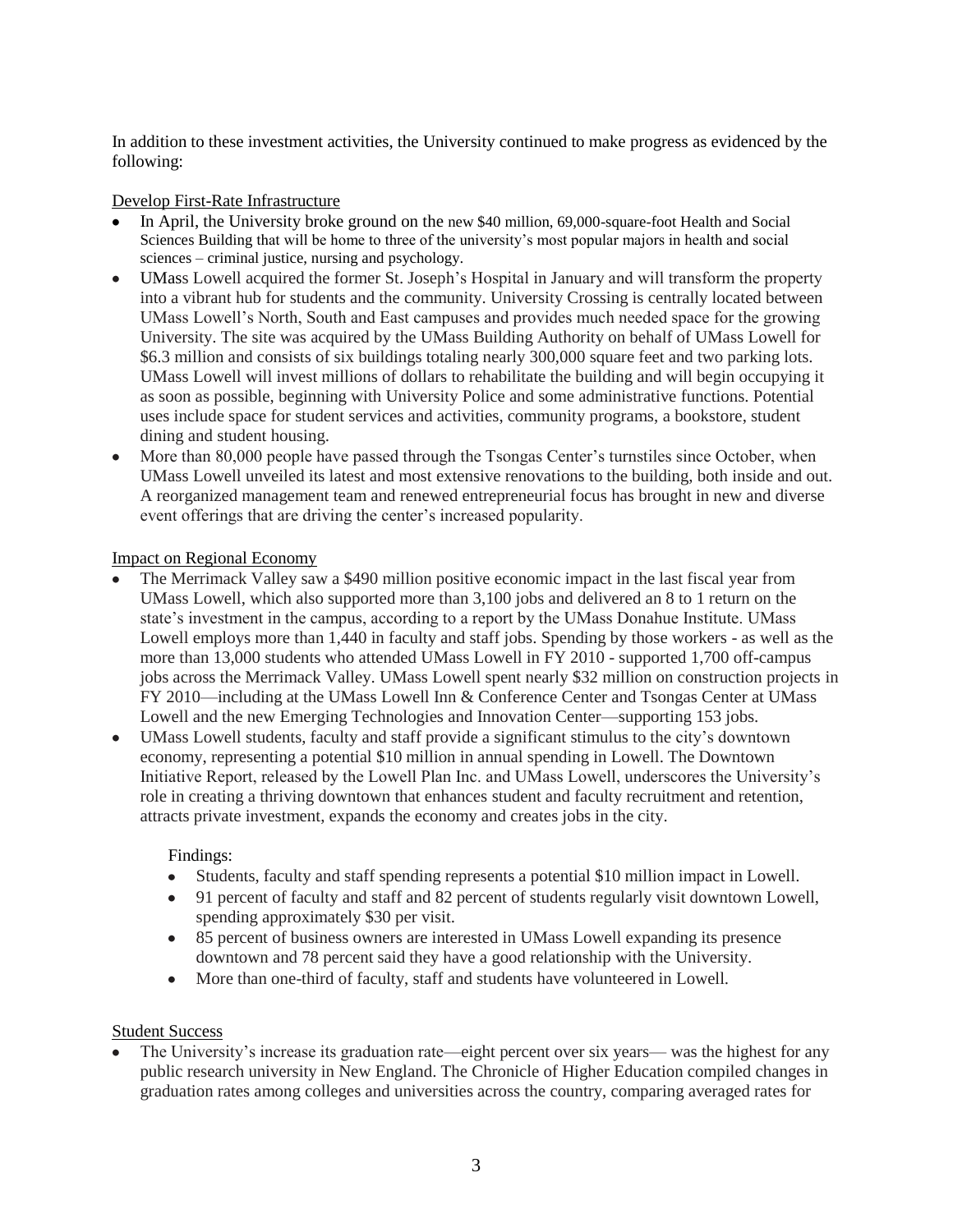In addition to these investment activities, the University continued to make progress as evidenced by the following:

<u>Develop First-Rate Infrastructure</u>

- In April, the University broke ground on the new $40 million, 69,000-square-foot Health and Social Sciences Building that will be home to three of the university's most popular majors in health and social sciences – criminal justice, nursing and psychology.
- UMass Lowell acquired the former St. Joseph's Hospital in January and will transform the property into a vibrant hub for students and the community. University Crossing is centrally located between UMass Lowell's North, South and East campuses and provides much needed space for the growing University. The site was acquired by the UMass Building Authority on behalf of UMass Lowell for $6.3 million and consists of six buildings totaling nearly 300,000 square feet and two parking lots. UMass Lowell will invest millions of dollars to rehabilitate the building and will begin occupying it as soon as possible, beginning with University Police and some administrative functions. Potential uses include space for student services and activities, community programs, a bookstore, student dining and student housing.
- More than 80,000 people have passed through the Tsongas Center's turnstiles since October, when UMass Lowell unveiled its latest and most extensive renovations to the building, both inside and out. A reorganized management team and renewed entrepreneurial focus has brought in new and diverse event offerings that are driving the center's increased popularity.

<u>Impact on Regional Economy</u>

- The Merrimack Valley saw a $490 million positive economic impact in the last fiscal year from UMass Lowell, which also supported more than 3,100 jobs and delivered an 8 to 1 return on the state's investment in the campus, according to a report by the UMass Donahue Institute. UMass Lowell employs more than 1,440 in faculty and staff jobs. Spending by those workers - as well as the more than 13,000 students who attended UMass Lowell in FY 2010 - supported 1,700 off-campus jobs across the Merrimack Valley. UMass Lowell spent nearly $32 million on construction projects in FY 2010—including at the UMass Lowell Inn & Conference Center and Tsongas Center at UMass Lowell and the new Emerging Technologies and Innovation Center—supporting 153 jobs.
- UMass Lowell students, faculty and staff provide a significant stimulus to the city's downtown economy, representing a potential $10 million in annual spending in Lowell. The Downtown Initiative Report, released by the Lowell Plan Inc. and UMass Lowell, underscores the University's role in creating a thriving downtown that enhances student and faculty recruitment and retention, attracts private investment, expands the economy and creates jobs in the city.

  Findings:

  - Students, faculty and staff spending represents a potential $10 million impact in Lowell.
  - 91 percent of faculty and staff and 82 percent of students regularly visit downtown Lowell, spending approximately $30 per visit.
  - 85 percent of business owners are interested in UMass Lowell expanding its presence downtown and 78 percent said they have a good relationship with the University.
  - More than one-third of faculty, staff and students have volunteered in Lowell.

<u>Student Success</u>

- The University's increase its graduation rate—eight percent over six years— was the highest for any public research university in New England. The Chronicle of Higher Education compiled changes in graduation rates among colleges and universities across the country, comparing averaged rates for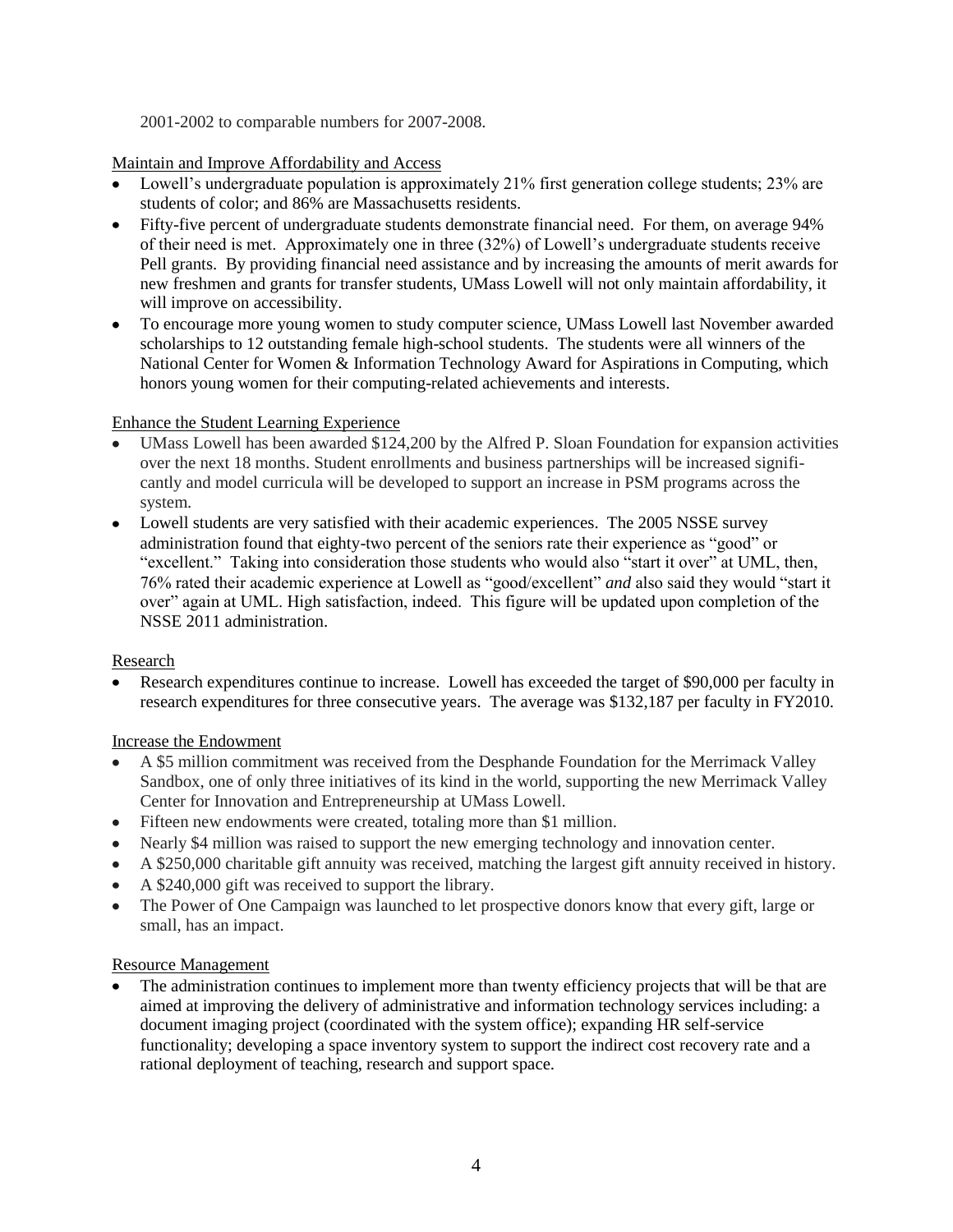2001-2002 to comparable numbers for 2007-2008.

Maintain and Improve Affordability and Access

- Lowell's undergraduate population is approximately 21% first generation college students; 23% are students of color; and 86% are Massachusetts residents.
- Fifty-five percent of undergraduate students demonstrate financial need. For them, on average 94% of their need is met. Approximately one in three (32%) of Lowell's undergraduate students receive Pell grants. By providing financial need assistance and by increasing the amounts of merit awards for new freshmen and grants for transfer students, UMass Lowell will not only maintain affordability, it will improve on accessibility.
- To encourage more young women to study computer science, UMass Lowell last November awarded scholarships to 12 outstanding female high-school students. The students were all winners of the National Center for Women & Information Technology Award for Aspirations in Computing, which honors young women for their computing-related achievements and interests.

Enhance the Student Learning Experience

- UMass Lowell has been awarded $124,200 by the Alfred P. Sloan Foundation for expansion activities over the next 18 months. Student enrollments and business partnerships will be increased significantly and model curricula will be developed to support an increase in PSM programs across the system.
- Lowell students are very satisfied with their academic experiences. The 2005 NSSE survey administration found that eighty-two percent of the seniors rate their experience as "good" or "excellent." Taking into consideration those students who would also "start it over" at UML, then, 76% rated their academic experience at Lowell as "good/excellent" *and* also said they would "start it over" again at UML. High satisfaction, indeed. This figure will be updated upon completion of the NSSE 2011 administration.

Research

- Research expenditures continue to increase. Lowell has exceeded the target of $90,000 per faculty in research expenditures for three consecutive years. The average was $132,187 per faculty in FY2010.

Increase the Endowment

- A $5 million commitment was received from the Desphande Foundation for the Merrimack Valley Sandbox, one of only three initiatives of its kind in the world, supporting the new Merrimack Valley Center for Innovation and Entrepreneurship at UMass Lowell.
- Fifteen new endowments were created, totaling more than $1 million.
- Nearly $4 million was raised to support the new emerging technology and innovation center.
- A $250,000 charitable gift annuity was received, matching the largest gift annuity received in history.
- A $240,000 gift was received to support the library.
- The Power of One Campaign was launched to let prospective donors know that every gift, large or small, has an impact.

Resource Management

- The administration continues to implement more than twenty efficiency projects that will be that are aimed at improving the delivery of administrative and information technology services including: a document imaging project (coordinated with the system office); expanding HR self-service functionality; developing a space inventory system to support the indirect cost recovery rate and a rational deployment of teaching, research and support space.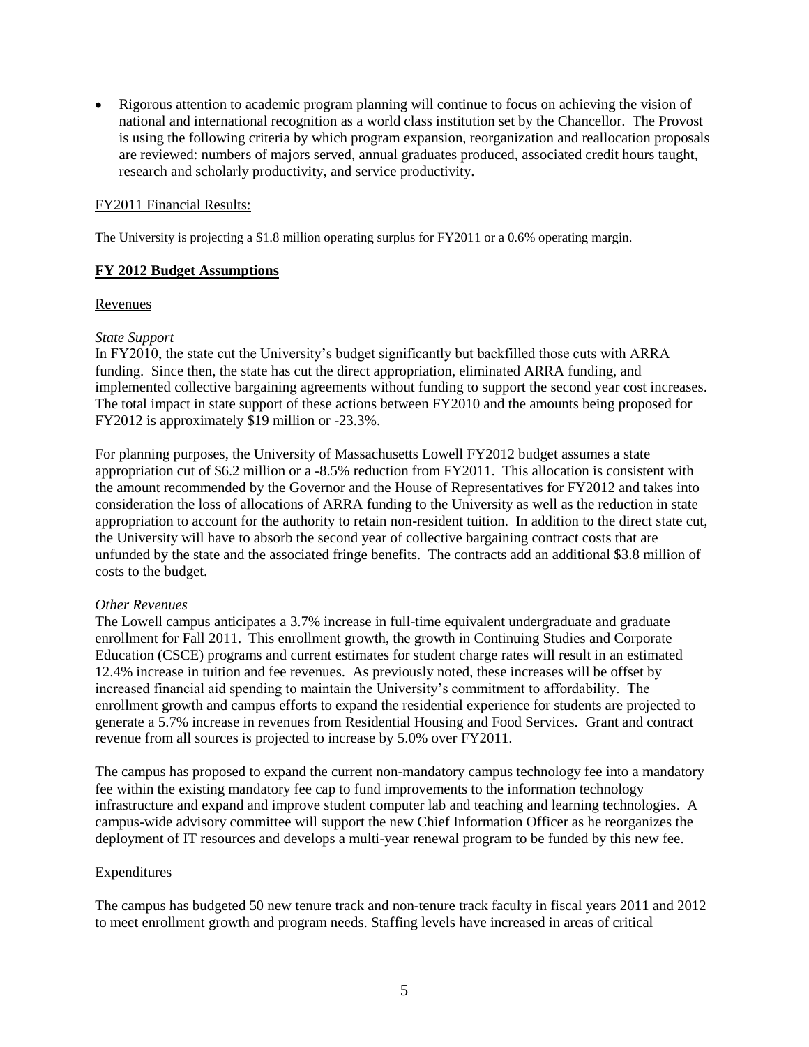- Rigorous attention to academic program planning will continue to focus on achieving the vision of national and international recognition as a world class institution set by the Chancellor. The Provost is using the following criteria by which program expansion, reorganization and reallocation proposals are reviewed: numbers of majors served, annual graduates produced, associated credit hours taught, research and scholarly productivity, and service productivity.

FY2011 Financial Results:

The University is projecting a $1.8 million operating surplus for FY2011 or a 0.6% operating margin.

## FY 2012 Budget Assumptions

### Revenues

*State Support*

In FY2010, the state cut the University's budget significantly but backfilled those cuts with ARRA funding. Since then, the state has cut the direct appropriation, eliminated ARRA funding, and implemented collective bargaining agreements without funding to support the second year cost increases. The total impact in state support of these actions between FY2010 and the amounts being proposed for FY2012 is approximately $19 million or -23.3%.

For planning purposes, the University of Massachusetts Lowell FY2012 budget assumes a state appropriation cut of $6.2 million or a -8.5% reduction from FY2011. This allocation is consistent with the amount recommended by the Governor and the House of Representatives for FY2012 and takes into consideration the loss of allocations of ARRA funding to the University as well as the reduction in state appropriation to account for the authority to retain non-resident tuition. In addition to the direct state cut, the University will have to absorb the second year of collective bargaining contract costs that are unfunded by the state and the associated fringe benefits. The contracts add an additional $3.8 million of costs to the budget.

*Other Revenues*

The Lowell campus anticipates a 3.7% increase in full-time equivalent undergraduate and graduate enrollment for Fall 2011. This enrollment growth, the growth in Continuing Studies and Corporate Education (CSCE) programs and current estimates for student charge rates will result in an estimated 12.4% increase in tuition and fee revenues. As previously noted, these increases will be offset by increased financial aid spending to maintain the University's commitment to affordability. The enrollment growth and campus efforts to expand the residential experience for students are projected to generate a 5.7% increase in revenues from Residential Housing and Food Services. Grant and contract revenue from all sources is projected to increase by 5.0% over FY2011.

The campus has proposed to expand the current non-mandatory campus technology fee into a mandatory fee within the existing mandatory fee cap to fund improvements to the information technology infrastructure and expand and improve student computer lab and teaching and learning technologies. A campus-wide advisory committee will support the new Chief Information Officer as he reorganizes the deployment of IT resources and develops a multi-year renewal program to be funded by this new fee.

### Expenditures

The campus has budgeted 50 new tenure track and non-tenure track faculty in fiscal years 2011 and 2012 to meet enrollment growth and program needs. Staffing levels have increased in areas of critical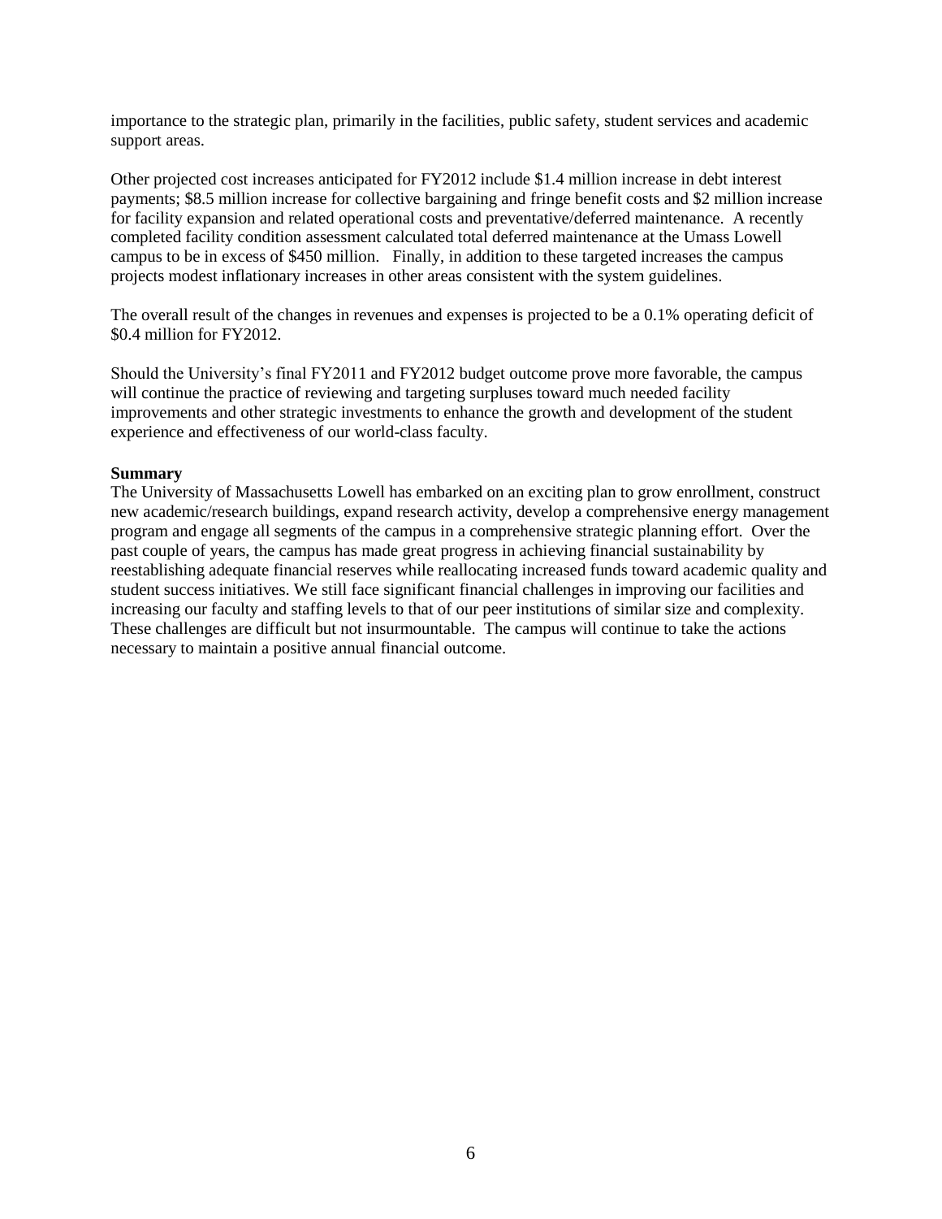importance to the strategic plan, primarily in the facilities, public safety, student services and academic support areas.

Other projected cost increases anticipated for FY2012 include $1.4 million increase in debt interest payments; $8.5 million increase for collective bargaining and fringe benefit costs and $2 million increase for facility expansion and related operational costs and preventative/deferred maintenance. A recently completed facility condition assessment calculated total deferred maintenance at the Umass Lowell campus to be in excess of $450 million. Finally, in addition to these targeted increases the campus projects modest inflationary increases in other areas consistent with the system guidelines.

The overall result of the changes in revenues and expenses is projected to be a 0.1% operating deficit of $0.4 million for FY2012.

Should the University's final FY2011 and FY2012 budget outcome prove more favorable, the campus will continue the practice of reviewing and targeting surpluses toward much needed facility improvements and other strategic investments to enhance the growth and development of the student experience and effectiveness of our world-class faculty.

**Summary**

The University of Massachusetts Lowell has embarked on an exciting plan to grow enrollment, construct new academic/research buildings, expand research activity, develop a comprehensive energy management program and engage all segments of the campus in a comprehensive strategic planning effort. Over the past couple of years, the campus has made great progress in achieving financial sustainability by reestablishing adequate financial reserves while reallocating increased funds toward academic quality and student success initiatives. We still face significant financial challenges in improving our facilities and increasing our faculty and staffing levels to that of our peer institutions of similar size and complexity. These challenges are difficult but not insurmountable. The campus will continue to take the actions necessary to maintain a positive annual financial outcome.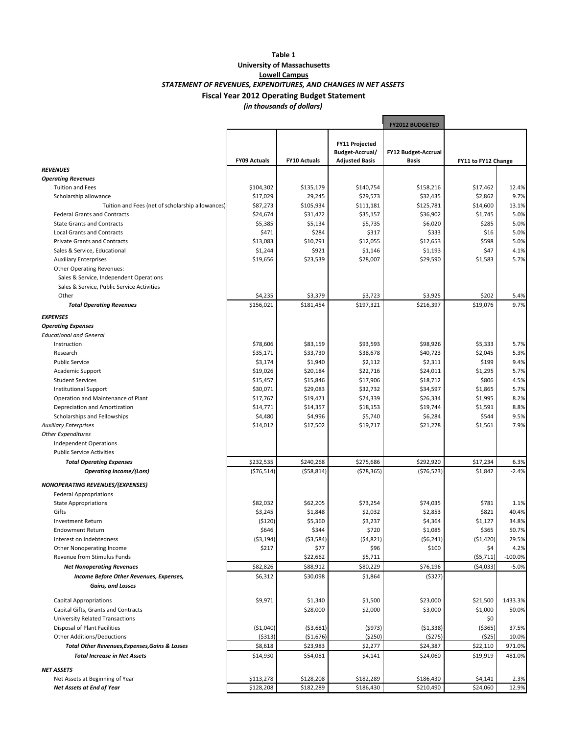**Table 1**
**University of Massachusetts**
**Lowell Campus**
***STATEMENT OF REVENUES, EXPENDITURES, AND CHANGES IN NET ASSETS***
**Fiscal Year 2012 Operating Budget Statement**
***(in thousands of dollars)***

| | FY09 Actuals | FY10 Actuals | FY11 Projected Budget-Accrual/ Adjusted Basis | FY2012 BUDGETED<br>FY12 Budget-Accrual Basis | FY11 to FY12 Change | |
|---|---|---|---|---|---|---|
| ***REVENUES*** | | | | | | |
| ***Operating Revenues*** | | | | | | |
| Tuition and Fees | $104,302 | $135,179 | $140,754 | $158,216 | $17,462 | 12.4% |
| Scholarship allowance | $17,029 | 29,245 | $29,573 | $32,435 | $2,862 | 9.7% |
| Tuition and Fees (net of scholarship allowances) | $87,273 | $105,934 | $111,181 | $125,781 | $14,600 | 13.1% |
| Federal Grants and Contracts | $24,674 | $31,472 | $35,157 | $36,902 | $1,745 | 5.0% |
| State Grants and Contracts | $5,385 | $5,134 | $5,735 | $6,020 | $285 | 5.0% |
| Local Grants and Contracts | $471 | $284 | $317 | $333 | $16 | 5.0% |
| Private Grants and Contracts | $13,083 | $10,791 | $12,055 | $12,653 | $598 | 5.0% |
| Sales & Service, Educational | $1,244 | $921 | $1,146 | $1,193 | $47 | 4.1% |
| Auxiliary Enterprises | $19,656 | $23,539 | $28,007 | $29,590 | $1,583 | 5.7% |
| Other Operating Revenues: | | | | | | |
| Sales & Service, Independent Operations | | | | | | |
| Sales & Service, Public Service Activities | | | | | | |
| Other | $4,235 | $3,379 | $3,723 | $3,925 | $202 | 5.4% |
| ***Total Operating Revenues*** | $156,021 | $181,454 | $197,321 | $216,397 | $19,076 | 9.7% |
| ***EXPENSES*** | | | | | | |
| ***Operating Expenses*** | | | | | | |
| *Educational and General* | | | | | | |
| Instruction | $78,606 | $83,159 | $93,593 | $98,926 | $5,333 | 5.7% |
| Research | $35,171 | $33,730 | $38,678 | $40,723 | $2,045 | 5.3% |
| Public Service | $3,174 | $1,940 | $2,112 | $2,311 | $199 | 9.4% |
| Academic Support | $19,026 | $20,184 | $22,716 | $24,011 | $1,295 | 5.7% |
| Student Services | $15,457 | $15,846 | $17,906 | $18,712 | $806 | 4.5% |
| Institutional Support | $30,071 | $29,083 | $32,732 | $34,597 | $1,865 | 5.7% |
| Operation and Maintenance of Plant | $17,767 | $19,471 | $24,339 | $26,334 | $1,995 | 8.2% |
| Depreciation and Amortization | $14,771 | $14,357 | $18,153 | $19,744 | $1,591 | 8.8% |
| Scholarships and Fellowships | $4,480 | $4,996 | $5,740 | $6,284 | $544 | 9.5% |
| *Auxiliary Enterprises* | $14,012 | $17,502 | $19,717 | $21,278 | $1,561 | 7.9% |
| *Other Expenditures* | | | | | | |
| Independent Operations | | | | | | |
| Public Service Activities | | | | | | |
| ***Total Operating Expenses*** | $232,535 | $240,268 | $275,686 | $292,920 | $17,234 | 6.3% |
| ***Operating Income/(Loss)*** | ($76,514) | ($58,814) | ($78,365) | ($76,523) | $1,842 | -2.4% |
| ***NONOPERATING REVENUES/(EXPENSES)*** | | | | | | |
| Federal Appropriations | | | | | | |
| State Appropriations | $82,032 | $62,205 | $73,254 | $74,035 | $781 | 1.1% |
| Gifts | $3,245 | $1,848 | $2,032 | $2,853 | $821 | 40.4% |
| Investment Return | ($120) | $5,360 | $3,237 | $4,364 | $1,127 | 34.8% |
| Endowment Return | $646 | $344 | $720 | $1,085 | $365 | 50.7% |
| Interest on Indebtedness | ($3,194) | ($3,584) | ($4,821) | ($6,241) | ($1,420) | 29.5% |
| Other Nonoperating Income | $217 | $77 | $96 | $100 | $4 | 4.2% |
| Revenue from Stimulus Funds | | $22,662 | $5,711 | | ($5,711) | -100.0% |
| ***Net Nonoperating Revenues*** | $82,826 | $88,912 | $80,229 | $76,196 | ($4,033) | -5.0% |
| ***Income Before Other Revenues, Expenses, Gains, and Losses*** | $6,312 | $30,098 | $1,864 | ($327) | | |
| Capital Appropriations | $9,971 | $1,340 | $1,500 | $23,000 | $21,500 | 1433.3% |
| Capital Gifts, Grants and Contracts | | $28,000 | $2,000 | $3,000 | $1,000 | 50.0% |
| University Related Transactions | | | | | $0 | |
| Disposal of Plant Facilities | ($1,040) | ($3,681) | ($973) | ($1,338) | ($365) | 37.5% |
| Other Additions/Deductions | ($313) | ($1,676) | ($250) | ($275) | ($25) | 10.0% |
| ***Total Other Revenues,Expenses,Gains & Losses*** | $8,618 | $23,983 | $2,277 | $24,387 | $22,110 | 971.0% |
| ***Total Increase in Net Assets*** | $14,930 | $54,081 | $4,141 | $24,060 | $19,919 | 481.0% |
| ***NET ASSETS*** | | | | | | |
| Net Assets at Beginning of Year | $113,278 | $128,208 | $182,289 | $186,430 | $4,141 | 2.3% |
| ***Net Assets at End of Year*** | $128,208 | $182,289 | $186,430 | $210,490 | $24,060 | 12.9% |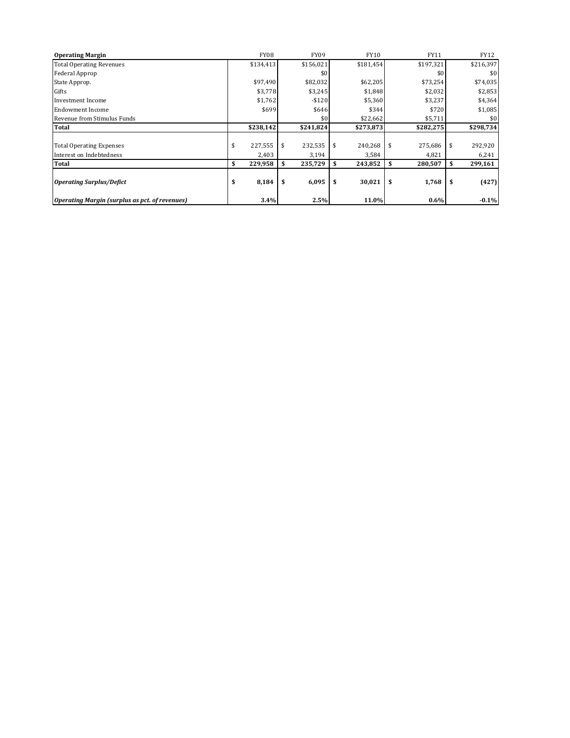| Operating Margin | FY08 | FY09 | FY10 | FY11 | FY12 |
|---|---|---|---|---|---|
| Total Operating Revenues | $134,413 | $156,021 | $181,454 | $197,321 | $216,397 |
| Federal Approp | | $0 | | $0 | $0 |
| State Approp. | $97,490 | $82,032 | $62,205 | $73,254 | $74,035 |
| Gifts | $3,778 | $3,245 | $1,848 | $2,032 | $2,853 |
| Investment Income | $1,762 | -$120 | $5,360 | $3,237 | $4,364 |
| Endowment Income | $699 | $646 | $344 | $720 | $1,085 |
| Revenue from Stimulus Funds | | $0 | $22,662 | $5,711 | $0 |
| **Total** | **$238,142** | **$241,824** | **$273,873** | **$282,275** | **$298,734** |
| | | | | | |
| Total Operating Expenses | $ 227,555 | $ 232,535 | $ 240,268 | $ 275,686 | $ 292,920 |
| Interest on Indebtedness | 2,403 | 3,194 | 3,584 | 4,821 | 6,241 |
| **Total** | **$ 229,958** | **$ 235,729** | **$ 243,852** | **$ 280,507** | **$ 299,161** |
| | | | | | |
| ***Operating Surplus/Defict*** | **$ 8,184** | **$ 6,095** | **$ 30,021** | **$ 1,768** | **$ (427)** |
| | | | | | |
| ***Operating Margin (surplus as pct. of revenues)*** | **3.4%** | **2.5%** | **11.0%** | **0.6%** | **-0.1%** |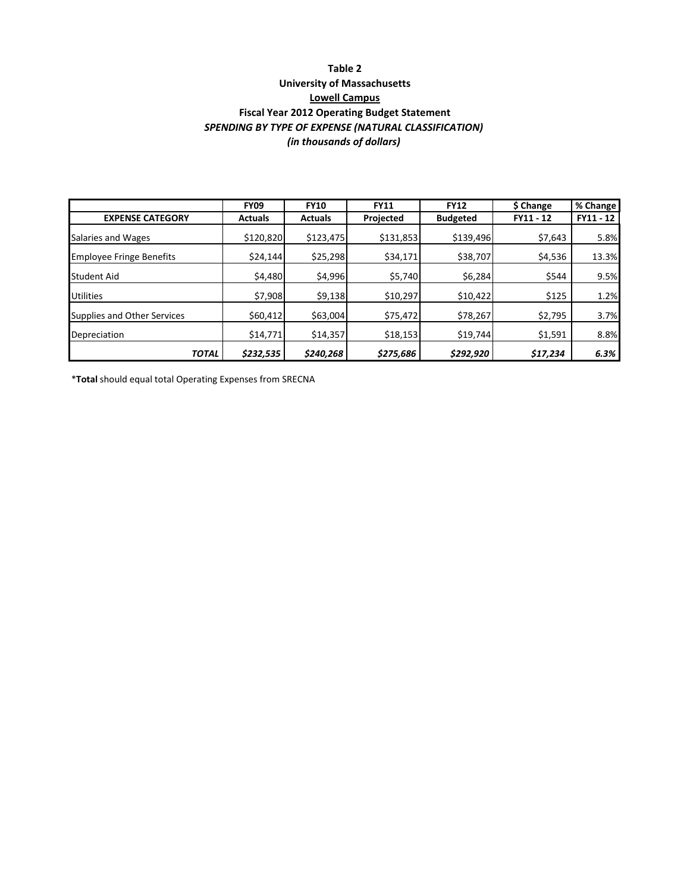**Table 2**

**University of Massachusetts**

**Lowell Campus**

**Fiscal Year 2012 Operating Budget Statement**

***SPENDING BY TYPE OF EXPENSE (NATURAL CLASSIFICATION)***

***(in thousands of dollars)***

| EXPENSE CATEGORY | FY09 Actuals | FY10 Actuals | FY11 Projected | FY12 Budgeted | $ Change FY11 - 12 | % Change FY11 - 12 |
|---|---|---|---|---|---|---|
| Salaries and Wages | $120,820 | $123,475 | $131,853 | $139,496 | $7,643 | 5.8% |
| Employee Fringe Benefits | $24,144 | $25,298 | $34,171 | $38,707 | $4,536 | 13.3% |
| Student Aid | $4,480 | $4,996 | $5,740 | $6,284 | $544 | 9.5% |
| Utilities | $7,908 | $9,138 | $10,297 | $10,422 | $125 | 1.2% |
| Supplies and Other Services | $60,412 | $63,004 | $75,472 | $78,267 | $2,795 | 3.7% |
| Depreciation | $14,771 | $14,357 | $18,153 | $19,744 | $1,591 | 8.8% |
| ***TOTAL*** | ***$232,535*** | ***$240,268*** | ***$275,686*** | ***$292,920*** | ***$17,234*** | ***6.3%*** |

\***Total** should equal total Operating Expenses from SRECNA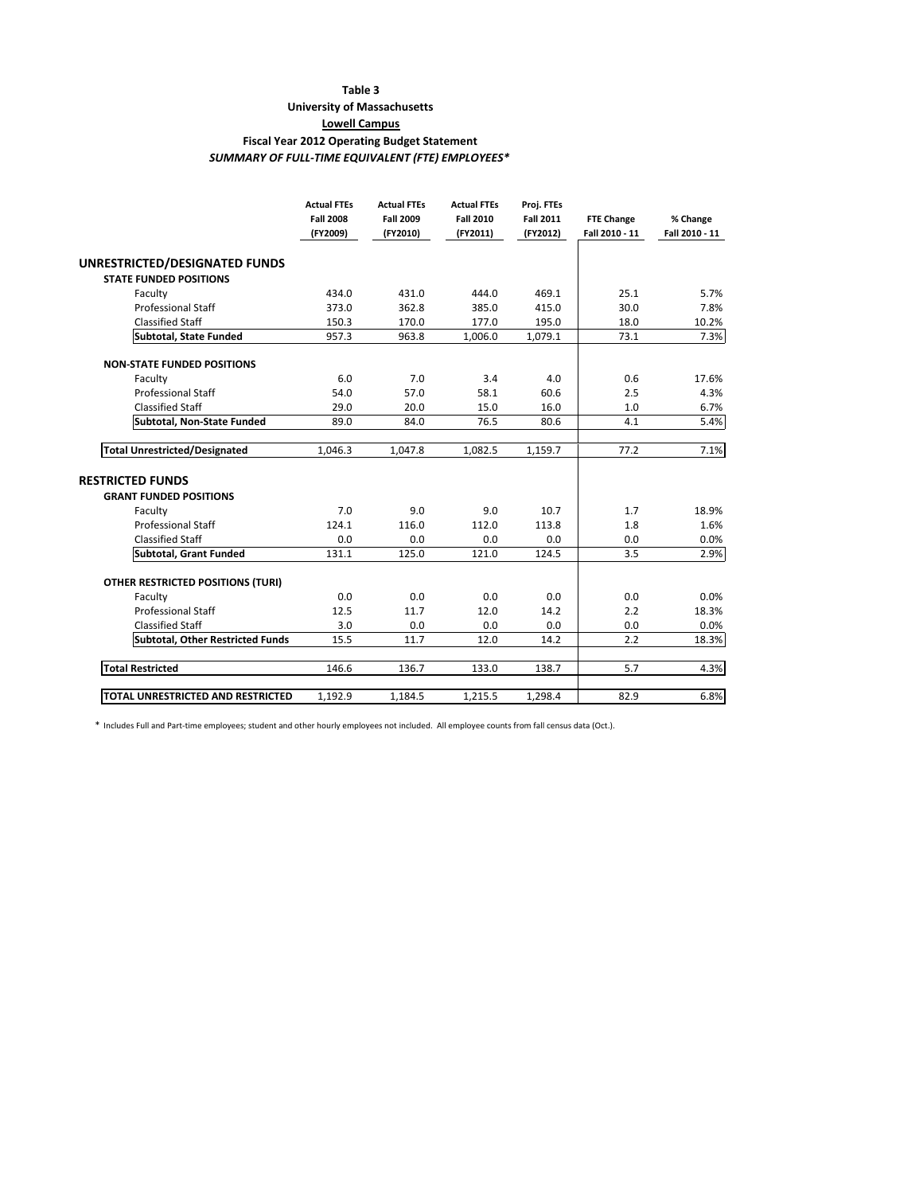**Table 3**

**University of Massachusetts**

**Lowell Campus**

**Fiscal Year 2012 Operating Budget Statement**

***SUMMARY OF FULL-TIME EQUIVALENT (FTE) EMPLOYEES****

| | Actual FTEs Fall 2008 (FY2009) | Actual FTEs Fall 2009 (FY2010) | Actual FTEs Fall 2010 (FY2011) | Proj. FTEs Fall 2011 (FY2012) | FTE Change Fall 2010 - 11 | % Change Fall 2010 - 11 |
|---|---|---|---|---|---|---|
| **UNRESTRICTED/DESIGNATED FUNDS** | | | | | | |
| **STATE FUNDED POSITIONS** | | | | | | |
| Faculty | 434.0 | 431.0 | 444.0 | 469.1 | 25.1 | 5.7% |
| Professional Staff | 373.0 | 362.8 | 385.0 | 415.0 | 30.0 | 7.8% |
| Classified Staff | 150.3 | 170.0 | 177.0 | 195.0 | 18.0 | 10.2% |
| **Subtotal, State Funded** | 957.3 | 963.8 | 1,006.0 | 1,079.1 | 73.1 | 7.3% |
| **NON-STATE FUNDED POSITIONS** | | | | | | |
| Faculty | 6.0 | 7.0 | 3.4 | 4.0 | 0.6 | 17.6% |
| Professional Staff | 54.0 | 57.0 | 58.1 | 60.6 | 2.5 | 4.3% |
| Classified Staff | 29.0 | 20.0 | 15.0 | 16.0 | 1.0 | 6.7% |
| **Subtotal, Non-State Funded** | 89.0 | 84.0 | 76.5 | 80.6 | 4.1 | 5.4% |
| **Total Unrestricted/Designated** | 1,046.3 | 1,047.8 | 1,082.5 | 1,159.7 | 77.2 | 7.1% |
| **RESTRICTED FUNDS** | | | | | | |
| **GRANT FUNDED POSITIONS** | | | | | | |
| Faculty | 7.0 | 9.0 | 9.0 | 10.7 | 1.7 | 18.9% |
| Professional Staff | 124.1 | 116.0 | 112.0 | 113.8 | 1.8 | 1.6% |
| Classified Staff | 0.0 | 0.0 | 0.0 | 0.0 | 0.0 | 0.0% |
| **Subtotal, Grant Funded** | 131.1 | 125.0 | 121.0 | 124.5 | 3.5 | 2.9% |
| **OTHER RESTRICTED POSITIONS (TURI)** | | | | | | |
| Faculty | 0.0 | 0.0 | 0.0 | 0.0 | 0.0 | 0.0% |
| Professional Staff | 12.5 | 11.7 | 12.0 | 14.2 | 2.2 | 18.3% |
| Classified Staff | 3.0 | 0.0 | 0.0 | 0.0 | 0.0 | 0.0% |
| **Subtotal, Other Restricted Funds** | 15.5 | 11.7 | 12.0 | 14.2 | 2.2 | 18.3% |
| **Total Restricted** | 146.6 | 136.7 | 133.0 | 138.7 | 5.7 | 4.3% |
| **TOTAL UNRESTRICTED AND RESTRICTED** | 1,192.9 | 1,184.5 | 1,215.5 | 1,298.4 | 82.9 | 6.8% |

* Includes Full and Part-time employees; student and other hourly employees not included. All employee counts from fall census data (Oct.).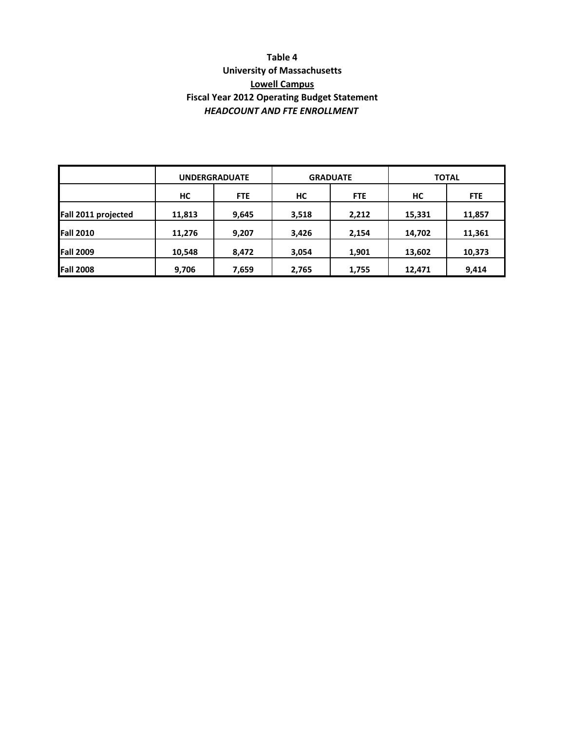**Table 4**

**University of Massachusetts**

**Lowell Campus**

**Fiscal Year 2012 Operating Budget Statement**

***HEADCOUNT AND FTE ENROLLMENT***

| | UNDERGRADUATE | | GRADUATE | | TOTAL | |
|---|---|---|---|---|---|---|
| | HC | FTE | HC | FTE | HC | FTE |
| **Fall 2011 projected** | 11,813 | 9,645 | 3,518 | 2,212 | 15,331 | 11,857 |
| **Fall 2010** | 11,276 | 9,207 | 3,426 | 2,154 | 14,702 | 11,361 |
| **Fall 2009** | 10,548 | 8,472 | 3,054 | 1,901 | 13,602 | 10,373 |
| **Fall 2008** | 9,706 | 7,659 | 2,765 | 1,755 | 12,471 | 9,414 |